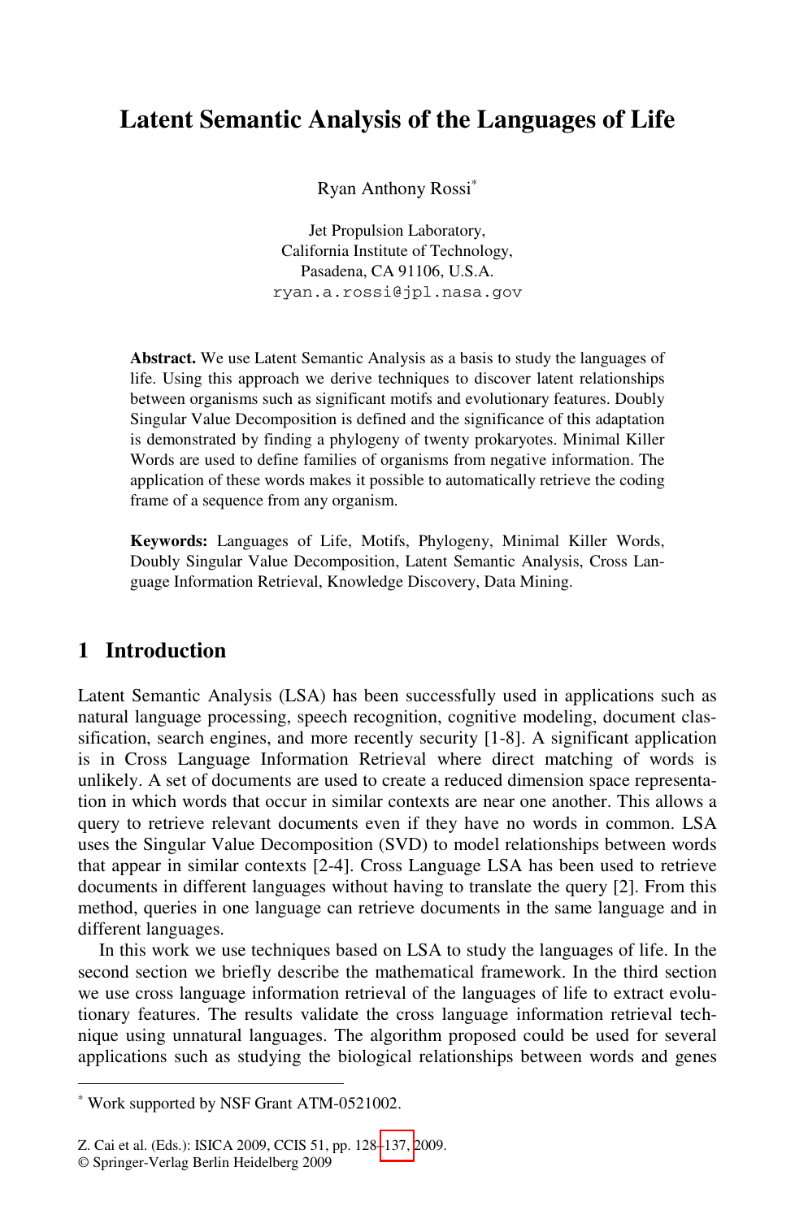# Latent Semantic Analysis of the Languages of Life

Ryan Anthony Rossi[*]

Jet Propulsion Laboratory,
California Institute of Technology,
Pasadena, CA 91106, U.S.A.
ryan.a.rossi@jpl.nasa.gov

**Abstract.** We use Latent Semantic Analysis as a basis to study the languages of life. Using this approach we derive techniques to discover latent relationships between organisms such as significant motifs and evolutionary features. Doubly Singular Value Decomposition is defined and the significance of this adaptation is demonstrated by finding a phylogeny of twenty prokaryotes. Minimal Killer Words are used to define families of organisms from negative information. The application of these words makes it possible to automatically retrieve the coding frame of a sequence from any organism.

**Keywords:** Languages of Life, Motifs, Phylogeny, Minimal Killer Words, Doubly Singular Value Decomposition, Latent Semantic Analysis, Cross Language Information Retrieval, Knowledge Discovery, Data Mining.

## 1 Introduction

Latent Semantic Analysis (LSA) has been successfully used in applications such as natural language processing, speech recognition, cognitive modeling, document classification, search engines, and more recently security [1-8]. A significant application is in Cross Language Information Retrieval where direct matching of words is unlikely. A set of documents are used to create a reduced dimension space representation in which words that occur in similar contexts are near one another. This allows a query to retrieve relevant documents even if they have no words in common. LSA uses the Singular Value Decomposition (SVD) to model relationships between words that appear in similar contexts [2-4]. Cross Language LSA has been used to retrieve documents in different languages without having to translate the query [2]. From this method, queries in one language can retrieve documents in the same language and in different languages.

In this work we use techniques based on LSA to study the languages of life. In the second section we briefly describe the mathematical framework. In the third section we use cross language information retrieval of the languages of life to extract evolutionary features. The results validate the cross language information retrieval technique using unnatural languages. The algorithm proposed could be used for several applications such as studying the biological relationships between words and genes

[*] Work supported by NSF Grant ATM-0521002.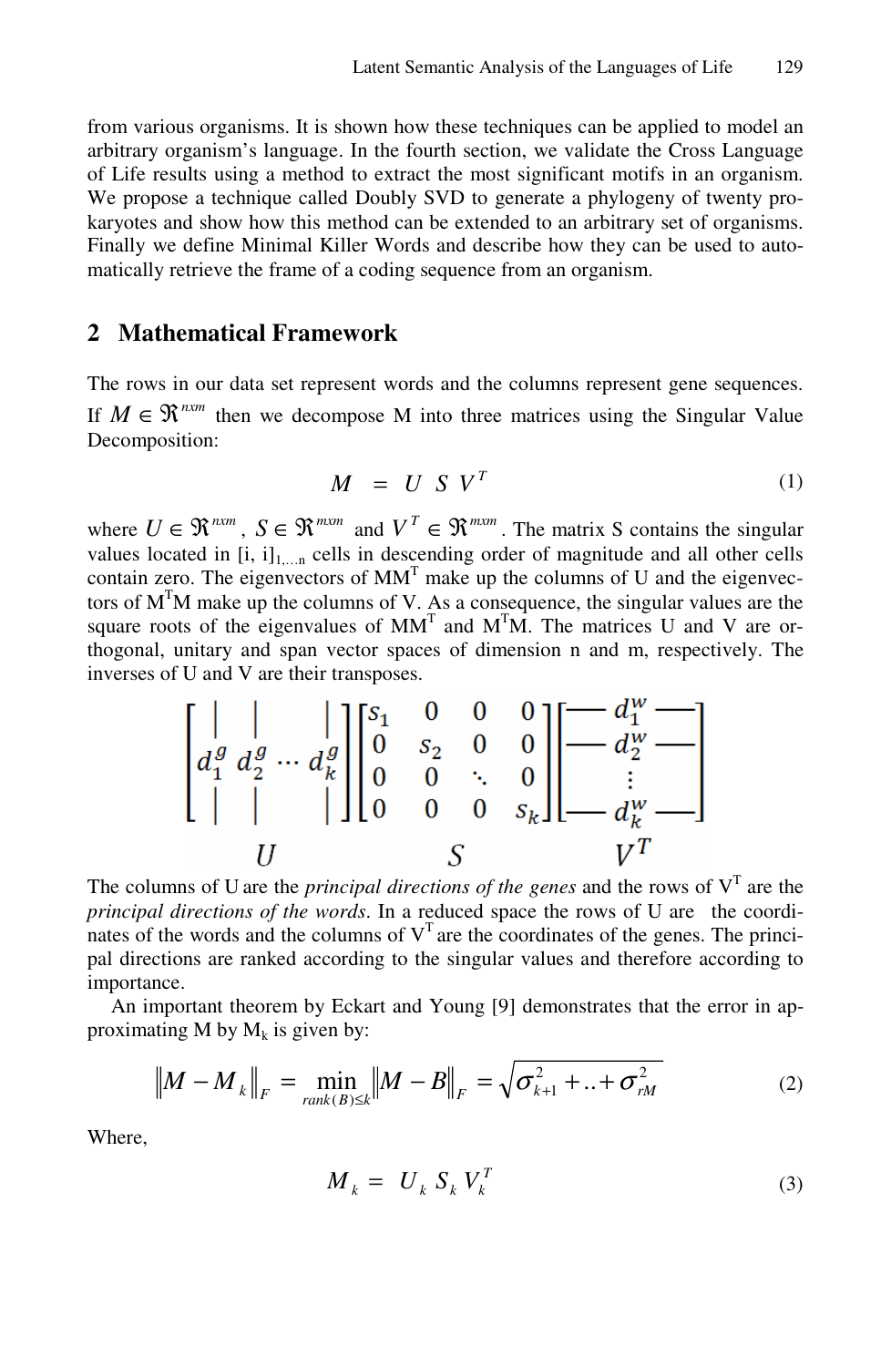from various organisms. It is shown how these techniques can be applied to model an arbitrary organism's language. In the fourth section, we validate the Cross Language of Life results using a method to extract the most significant motifs in an organism. We propose a technique called Doubly SVD to generate a phylogeny of twenty prokaryotes and show how this method can be extended to an arbitrary set of organisms. Finally we define Minimal Killer Words and describe how they can be used to automatically retrieve the frame of a coding sequence from an organism.

## 2 Mathematical Framework

The rows in our data set represent words and the columns represent gene sequences. If $M \in \Re^{nxm}$ then we decompose M into three matrices using the Singular Value Decomposition:

$$M = U \; S \; V^T \tag{1}$$

where $U \in \Re^{nxm}$, $S \in \Re^{mxm}$ and $V^T \in \Re^{mxm}$. The matrix S contains the singular values located in $[i, i]_{1,\ldots n}$ cells in descending order of magnitude and all other cells contain zero. The eigenvectors of $MM^T$ make up the columns of U and the eigenvectors of $M^TM$ make up the columns of V. As a consequence, the singular values are the square roots of the eigenvalues of $MM^T$ and $M^TM$. The matrices U and V are orthogonal, unitary and span vector spaces of dimension n and m, respectively. The inverses of U and V are their transposes.

$$\underbrace{\begin{bmatrix} | & | & & | \\ d_1^g & d_2^g & \cdots & d_k^g \\ | & | & & | \end{bmatrix}}_{U} \underbrace{\begin{bmatrix} s_1 & 0 & 0 & 0 \\ 0 & s_2 & 0 & 0 \\ 0 & 0 & \ddots & 0 \\ 0 & 0 & 0 & s_k \end{bmatrix}}_{S} \underbrace{\begin{bmatrix} — & d_1^w & — \\ — & d_2^w & — \\ & \vdots & \\ — & d_k^w & — \end{bmatrix}}_{V^T}$$

The columns of U are the *principal directions of the genes* and the rows of $V^T$ are the *principal directions of the words*. In a reduced space the rows of U are the coordinates of the words and the columns of $V^T$ are the coordinates of the genes. The principal directions are ranked according to the singular values and therefore according to importance.

An important theorem by Eckart and Young [9] demonstrates that the error in approximating M by $M_k$ is given by:

$$\left\| M - M_k \right\|_F = \min_{rank(B) \leq k} \left\| M - B \right\|_F = \sqrt{\sigma_{k+1}^2 + .. + \sigma_{rM}^2} \tag{2}$$

Where,

$$M_k = U_k \; S_k \; V_k^T \tag{3}$$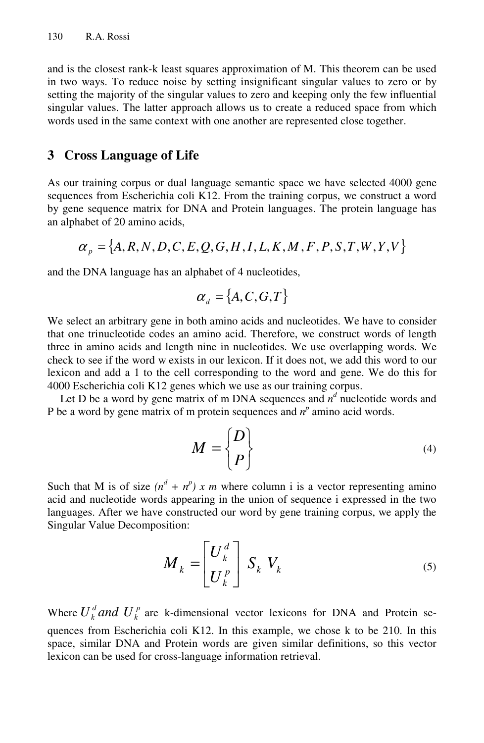and is the closest rank-k least squares approximation of M. This theorem can be used in two ways. To reduce noise by setting insignificant singular values to zero or by setting the majority of the singular values to zero and keeping only the few influential singular values. The latter approach allows us to create a reduced space from which words used in the same context with one another are represented close together.

## 3 Cross Language of Life

As our training corpus or dual language semantic space we have selected 4000 gene sequences from Escherichia coli K12. From the training corpus, we construct a word by gene sequence matrix for DNA and Protein languages. The protein language has an alphabet of 20 amino acids,

$$\alpha_p = \{A, R, N, D, C, E, Q, G, H, I, L, K, M, F, P, S, T, W, Y, V\}$$

and the DNA language has an alphabet of 4 nucleotides,

$$\alpha_d = \{A, C, G, T\}$$

We select an arbitrary gene in both amino acids and nucleotides. We have to consider that one trinucleotide codes an amino acid. Therefore, we construct words of length three in amino acids and length nine in nucleotides. We use overlapping words. We check to see if the word w exists in our lexicon. If it does not, we add this word to our lexicon and add a 1 to the cell corresponding to the word and gene. We do this for 4000 Escherichia coli K12 genes which we use as our training corpus.

Let D be a word by gene matrix of m DNA sequences and $n^d$ nucleotide words and P be a word by gene matrix of m protein sequences and $n^p$ amino acid words.

$$M = \begin{Bmatrix} D \\ P \end{Bmatrix} \tag{4}$$

Such that M is of size $(n^d + n^p) \times m$ where column i is a vector representing amino acid and nucleotide words appearing in the union of sequence i expressed in the two languages. After we have constructed our word by gene training corpus, we apply the Singular Value Decomposition:

$$M_k = \begin{bmatrix} U_k^d \\ U_k^p \end{bmatrix} S_k \; V_k \tag{5}$$

Where $U_k^d$ *and* $U_k^p$ are k-dimensional vector lexicons for DNA and Protein sequences from Escherichia coli K12. In this example, we chose k to be 210. In this space, similar DNA and Protein words are given similar definitions, so this vector lexicon can be used for cross-language information retrieval.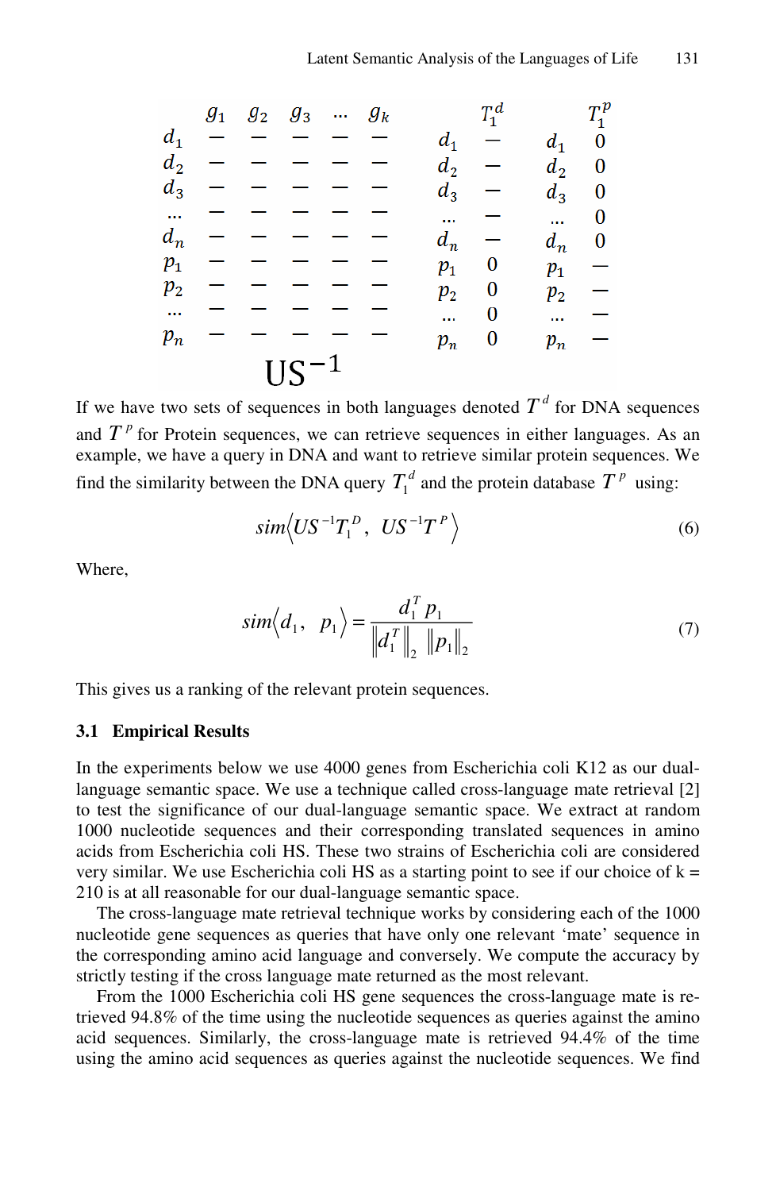|  | $g_1$ | $g_2$ | $g_3$ | ... | $g_k$ |
|---|---|---|---|---|---|
| $d_1$ | — | — | — | — | — |
| $d_2$ | — | — | — | — | — |
| $d_3$ | — | — | — | — | — |
| ... | — | — | — | — | — |
| $d_n$ | — | — | — | — | — |
| $p_1$ | — | — | — | — | — |
| $p_2$ | — | — | — | — | — |
| ... | — | — | — | — | — |
| $p_n$ | — | — | — | — | — |

$US^{-1}$

|  | $T_1^d$ |
|---|---|
| $d_1$ | — |
| $d_2$ | — |
| $d_3$ | — |
| ... | — |
| $d_n$ | — |
| $p_1$ | 0 |
| $p_2$ | 0 |
| ... | 0 |
| $p_n$ | 0 |

|  | $T_1^p$ |
|---|---|
| $d_1$ | 0 |
| $d_2$ | 0 |
| $d_3$ | 0 |
| ... | 0 |
| $d_n$ | 0 |
| $p_1$ | — |
| $p_2$ | — |
| ... | — |
| $p_n$ | — |

If we have two sets of sequences in both languages denoted $T^d$ for DNA sequences and $T^p$ for Protein sequences, we can retrieve sequences in either languages. As an example, we have a query in DNA and want to retrieve similar protein sequences. We find the similarity between the DNA query $T_1^d$ and the protein database $T^p$ using:

$$sim\left\langle US^{-1}T_1^D,\ US^{-1}T^P \right\rangle \tag{6}$$

Where,

$$sim\left\langle d_1,\ p_1 \right\rangle = \frac{d_1^T p_1}{\left\| d_1^T \right\|_2 \left\| p_1 \right\|_2} \tag{7}$$

This gives us a ranking of the relevant protein sequences.

### 3.1 Empirical Results

In the experiments below we use 4000 genes from Escherichia coli K12 as our dual-language semantic space. We use a technique called cross-language mate retrieval [2] to test the significance of our dual-language semantic space. We extract at random 1000 nucleotide sequences and their corresponding translated sequences in amino acids from Escherichia coli HS. These two strains of Escherichia coli are considered very similar. We use Escherichia coli HS as a starting point to see if our choice of k = 210 is at all reasonable for our dual-language semantic space.

The cross-language mate retrieval technique works by considering each of the 1000 nucleotide gene sequences as queries that have only one relevant 'mate' sequence in the corresponding amino acid language and conversely. We compute the accuracy by strictly testing if the cross language mate returned as the most relevant.

From the 1000 Escherichia coli HS gene sequences the cross-language mate is retrieved 94.8% of the time using the nucleotide sequences as queries against the amino acid sequences. Similarly, the cross-language mate is retrieved 94.4% of the time using the amino acid sequences as queries against the nucleotide sequences. We find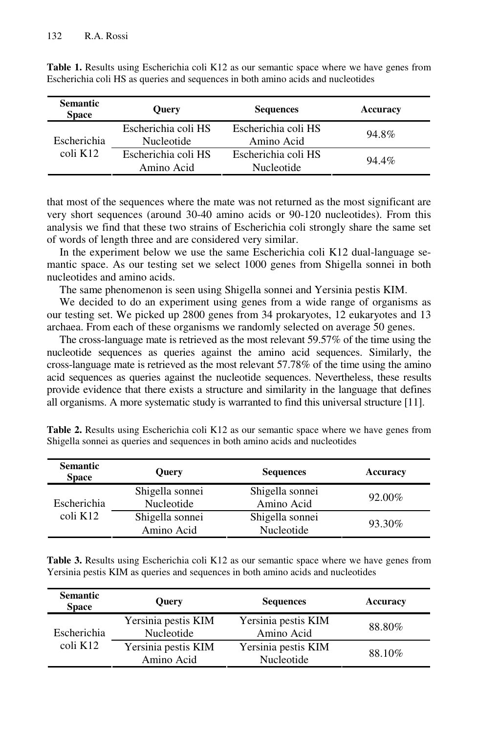**Table 1.** Results using Escherichia coli K12 as our semantic space where we have genes from Escherichia coli HS as queries and sequences in both amino acids and nucleotides

| Semantic Space | Query | Sequences | Accuracy |
|---|---|---|---|
| Escherichia coli K12 | Escherichia coli HS Nucleotide | Escherichia coli HS Amino Acid | 94.8% |
| | Escherichia coli HS Amino Acid | Escherichia coli HS Nucleotide | 94.4% |

that most of the sequences where the mate was not returned as the most significant are very short sequences (around 30-40 amino acids or 90-120 nucleotides). From this analysis we find that these two strains of Escherichia coli strongly share the same set of words of length three and are considered very similar.

In the experiment below we use the same Escherichia coli K12 dual-language semantic space. As our testing set we select 1000 genes from Shigella sonnei in both nucleotides and amino acids.

The same phenomenon is seen using Shigella sonnei and Yersinia pestis KIM.

We decided to do an experiment using genes from a wide range of organisms as our testing set. We picked up 2800 genes from 34 prokaryotes, 12 eukaryotes and 13 archaea. From each of these organisms we randomly selected on average 50 genes.

The cross-language mate is retrieved as the most relevant 59.57% of the time using the nucleotide sequences as queries against the amino acid sequences. Similarly, the cross-language mate is retrieved as the most relevant 57.78% of the time using the amino acid sequences as queries against the nucleotide sequences. Nevertheless, these results provide evidence that there exists a structure and similarity in the language that defines all organisms. A more systematic study is warranted to find this universal structure [11].

**Table 2.** Results using Escherichia coli K12 as our semantic space where we have genes from Shigella sonnei as queries and sequences in both amino acids and nucleotides

| Semantic Space | Query | Sequences | Accuracy |
|---|---|---|---|
| Escherichia coli K12 | Shigella sonnei Nucleotide | Shigella sonnei Amino Acid | 92.00% |
| | Shigella sonnei Amino Acid | Shigella sonnei Nucleotide | 93.30% |

**Table 3.** Results using Escherichia coli K12 as our semantic space where we have genes from Yersinia pestis KIM as queries and sequences in both amino acids and nucleotides

| Semantic Space | Query | Sequences | Accuracy |
|---|---|---|---|
| Escherichia coli K12 | Yersinia pestis KIM Nucleotide | Yersinia pestis KIM Amino Acid | 88.80% |
| | Yersinia pestis KIM Amino Acid | Yersinia pestis KIM Nucleotide | 88.10% |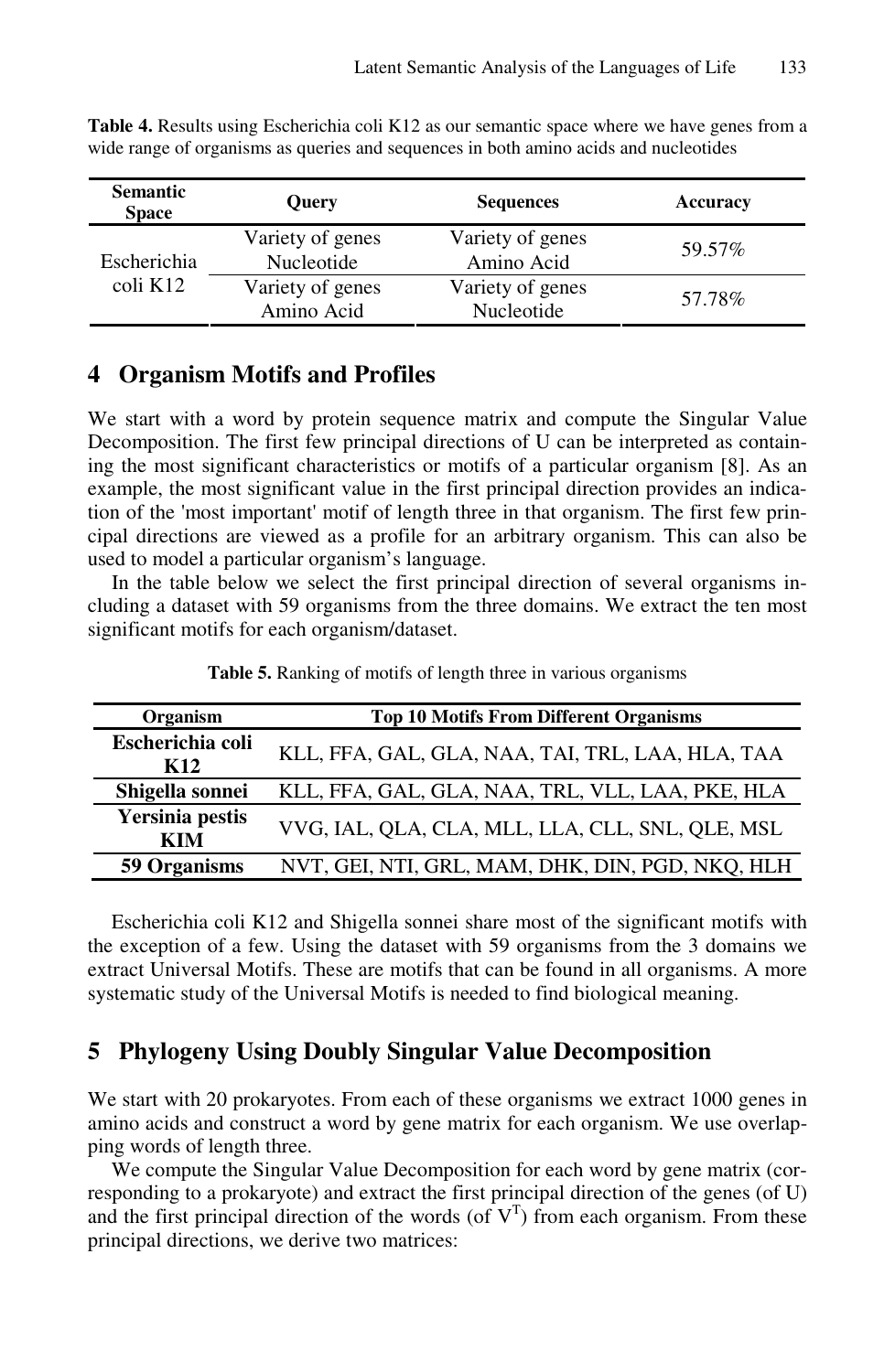**Table 4.** Results using Escherichia coli K12 as our semantic space where we have genes from a wide range of organisms as queries and sequences in both amino acids and nucleotides

| Semantic Space | Query | Sequences | Accuracy |
|---|---|---|---|
| Escherichia coli K12 | Variety of genes Nucleotide | Variety of genes Amino Acid | 59.57% |
| | Variety of genes Amino Acid | Variety of genes Nucleotide | 57.78% |

## 4 Organism Motifs and Profiles

We start with a word by protein sequence matrix and compute the Singular Value Decomposition. The first few principal directions of U can be interpreted as containing the most significant characteristics or motifs of a particular organism [8]. As an example, the most significant value in the first principal direction provides an indication of the 'most important' motif of length three in that organism. The first few principal directions are viewed as a profile for an arbitrary organism. This can also be used to model a particular organism's language.

In the table below we select the first principal direction of several organisms including a dataset with 59 organisms from the three domains. We extract the ten most significant motifs for each organism/dataset.

**Table 5.** Ranking of motifs of length three in various organisms

| Organism | Top 10 Motifs From Different Organisms |
|---|---|
| **Escherichia coli K12** | KLL, FFA, GAL, GLA, NAA, TAI, TRL, LAA, HLA, TAA |
| **Shigella sonnei** | KLL, FFA, GAL, GLA, NAA, TRL, VLL, LAA, PKE, HLA |
| **Yersinia pestis KIM** | VVG, IAL, QLA, CLA, MLL, LLA, CLL, SNL, QLE, MSL |
| **59 Organisms** | NVT, GEI, NTI, GRL, MAM, DHK, DIN, PGD, NKQ, HLH |

Escherichia coli K12 and Shigella sonnei share most of the significant motifs with the exception of a few. Using the dataset with 59 organisms from the 3 domains we extract Universal Motifs. These are motifs that can be found in all organisms. A more systematic study of the Universal Motifs is needed to find biological meaning.

## 5 Phylogeny Using Doubly Singular Value Decomposition

We start with 20 prokaryotes. From each of these organisms we extract 1000 genes in amino acids and construct a word by gene matrix for each organism. We use overlapping words of length three.

We compute the Singular Value Decomposition for each word by gene matrix (corresponding to a prokaryote) and extract the first principal direction of the genes (of U) and the first principal direction of the words (of $V^T$) from each organism. From these principal directions, we derive two matrices: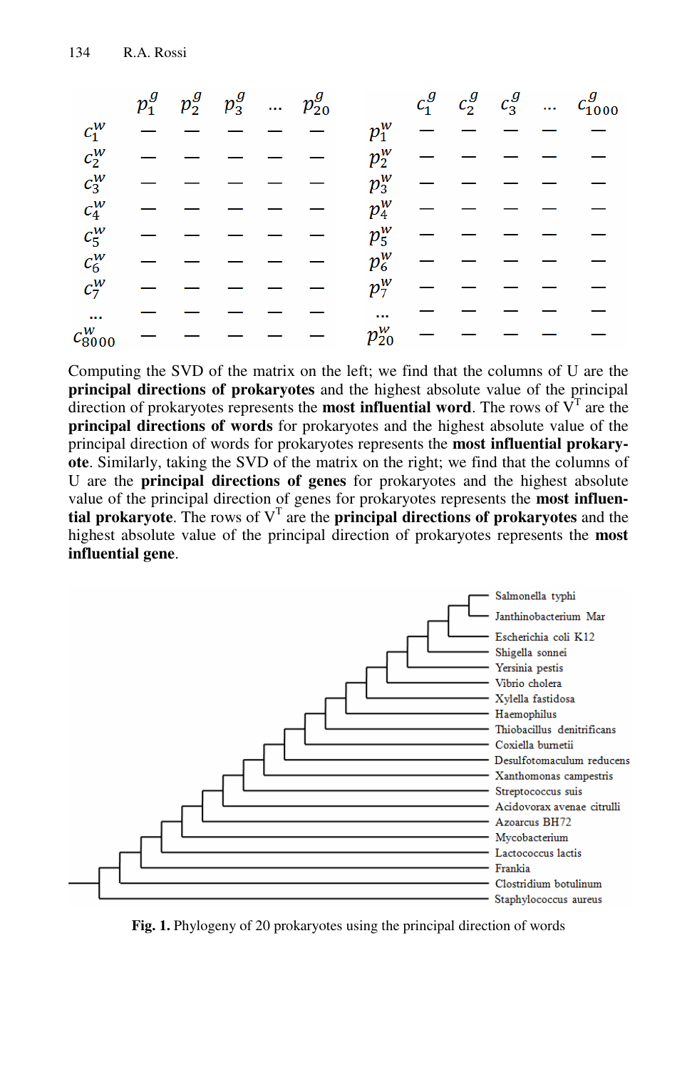|  | $p_1^g$ | $p_2^g$ | $p_3^g$ | … | $p_{20}^g$ |
|---|---|---|---|---|---|
| $c_1^w$ | — | — | — | — | — |
| $c_2^w$ | — | — | — | — | — |
| $c_3^w$ | — | — | — | — | — |
| $c_4^w$ | — | — | — | — | — |
| $c_5^w$ | — | — | — | — | — |
| $c_6^w$ | — | — | — | — | — |
| $c_7^w$ | — | — | — | — | — |
| … | — | — | — | — | — |
| $c_{8000}^w$ | — | — | — | — | — |

|  | $c_1^g$ | $c_2^g$ | $c_3^g$ | … | $c_{1000}^g$ |
|---|---|---|---|---|---|
| $p_1^w$ | — | — | — | — | — |
| $p_2^w$ | — | — | — | — | — |
| $p_3^w$ | — | — | — | — | — |
| $p_4^w$ | — | — | — | — | — |
| $p_5^w$ | — | — | — | — | — |
| $p_6^w$ | — | — | — | — | — |
| $p_7^w$ | — | — | — | — | — |
| … | — | — | — | — | — |
| $p_{20}^w$ | — | — | — | — | — |

Computing the SVD of the matrix on the left; we find that the columns of U are the **principal directions of prokaryotes** and the highest absolute value of the principal direction of prokaryotes represents the **most influential word**. The rows of $V^T$ are the **principal directions of words** for prokaryotes and the highest absolute value of the principal direction of words for prokaryotes represents the **most influential prokaryote**. Similarly, taking the SVD of the matrix on the right; we find that the columns of U are the **principal directions of genes** for prokaryotes and the highest absolute value of the principal direction of genes for prokaryotes represents the **most influential prokaryote**. The rows of $V^T$ are the **principal directions of prokaryotes** and the highest absolute value of the principal direction of prokaryotes represents the **most influential gene**.

**Fig. 1.** Phylogeny of 20 prokaryotes using the principal direction of words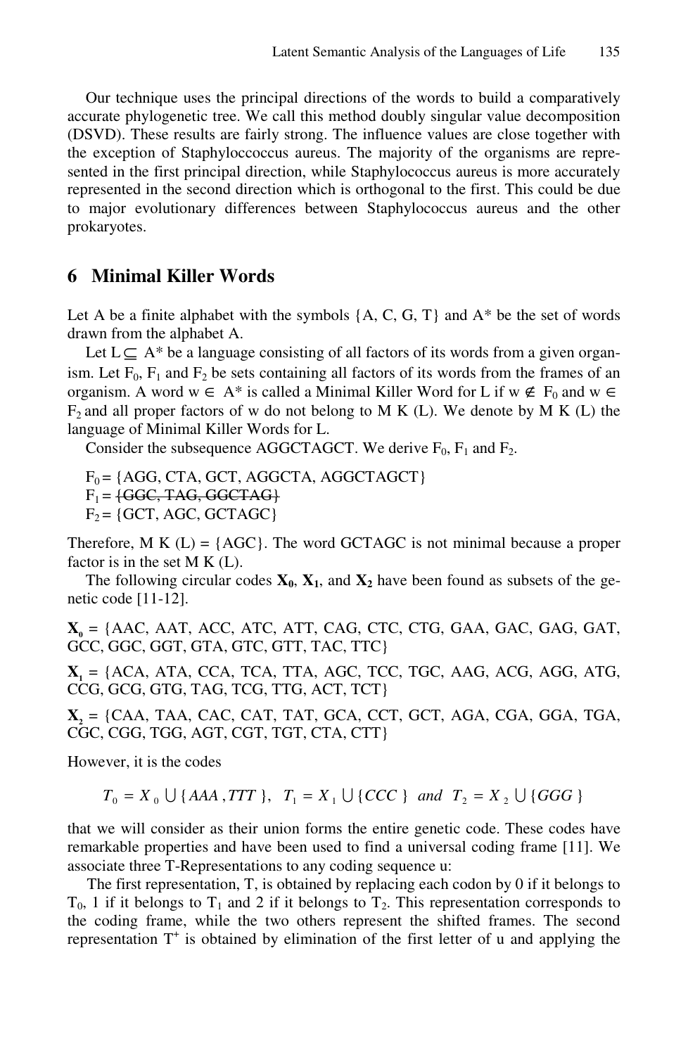Our technique uses the principal directions of the words to build a comparatively accurate phylogenetic tree. We call this method doubly singular value decomposition (DSVD). These results are fairly strong. The influence values are close together with the exception of Staphyloccoccus aureus. The majority of the organisms are represented in the first principal direction, while Staphylococcus aureus is more accurately represented in the second direction which is orthogonal to the first. This could be due to major evolutionary differences between Staphylococcus aureus and the other prokaryotes.

## 6 Minimal Killer Words

Let A be a finite alphabet with the symbols {A, C, G, T} and A* be the set of words drawn from the alphabet A.

Let $L \subseteq A^*$ be a language consisting of all factors of its words from a given organism. Let $F_0$, $F_1$ and $F_2$ be sets containing all factors of its words from the frames of an organism. A word $w \in A^*$ is called a Minimal Killer Word for L if $w \notin F_0$ and $w \in F_2$ and all proper factors of w do not belong to M K (L). We denote by M K (L) the language of Minimal Killer Words for L.

Consider the subsequence AGGCTAGCT. We derive $F_0$, $F_1$ and $F_2$.

$F_0$ = {AGG, CTA, GCT, AGGCTA, AGGCTAGCT}
$F_1$ = ~~{GGC, TAG, GGCTAG}~~
$F_2$ = {GCT, AGC, GCTAGC}

Therefore, M K (L) = {AGC}. The word GCTAGC is not minimal because a proper factor is in the set M K (L).

The following circular codes $\mathbf{X_0}$, $\mathbf{X_1}$, and $\mathbf{X_2}$ have been found as subsets of the genetic code [11-12].

$\mathbf{X_0}$ = {AAC, AAT, ACC, ATC, ATT, CAG, CTC, CTG, GAA, GAC, GAG, GAT, GCC, GGC, GGT, GTA, GTC, GTT, TAC, TTC}

$\mathbf{X_1}$ = {ACA, ATA, CCA, TCA, TTA, AGC, TCC, TGC, AAG, ACG, AGG, ATG, CCG, GCG, GTG, TAG, TCG, TTG, ACT, TCT}

$\mathbf{X_2}$ = {CAA, TAA, CAC, CAT, TAT, GCA, CCT, GCT, AGA, CGA, GGA, TGA, CGC, CGG, TGG, AGT, CGT, TGT, CTA, CTT}

However, it is the codes

$$T_0 = X_0 \cup \{AAA, TTT\}, \quad T_1 = X_1 \cup \{CCC\} \quad and \quad T_2 = X_2 \cup \{GGG\}$$

that we will consider as their union forms the entire genetic code. These codes have remarkable properties and have been used to find a universal coding frame [11]. We associate three T-Representations to any coding sequence u:

The first representation, T, is obtained by replacing each codon by 0 if it belongs to $T_0$, 1 if it belongs to $T_1$ and 2 if it belongs to $T_2$. This representation corresponds to the coding frame, while the two others represent the shifted frames. The second representation $T^+$ is obtained by elimination of the first letter of u and applying the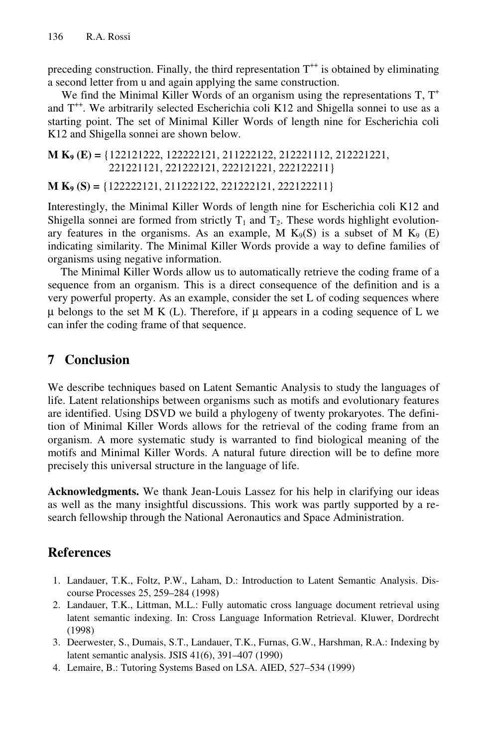preceding construction. Finally, the third representation $T^{++}$ is obtained by eliminating a second letter from u and again applying the same construction.

We find the Minimal Killer Words of an organism using the representations T, $T^{+}$ and $T^{++}$. We arbitrarily selected Escherichia coli K12 and Shigella sonnei to use as a starting point. The set of Minimal Killer Words of length nine for Escherichia coli K12 and Shigella sonnei are shown below.

**M $K_9$ (E) =** {122121222, 122222121, 211222122, 212221112, 212221221, 221221121, 221222121, 222121221, 222122211}

**M $K_9$ (S) =** {122222121, 211222122, 221222121, 222122211}

Interestingly, the Minimal Killer Words of length nine for Escherichia coli K12 and Shigella sonnei are formed from strictly $T_1$ and $T_2$. These words highlight evolutionary features in the organisms. As an example, M $K_9$(S) is a subset of M $K_9$ (E) indicating similarity. The Minimal Killer Words provide a way to define families of organisms using negative information.

The Minimal Killer Words allow us to automatically retrieve the coding frame of a sequence from an organism. This is a direct consequence of the definition and is a very powerful property. As an example, consider the set L of coding sequences where μ belongs to the set M K (L). Therefore, if μ appears in a coding sequence of L we can infer the coding frame of that sequence.

## 7 Conclusion

We describe techniques based on Latent Semantic Analysis to study the languages of life. Latent relationships between organisms such as motifs and evolutionary features are identified. Using DSVD we build a phylogeny of twenty prokaryotes. The definition of Minimal Killer Words allows for the retrieval of the coding frame from an organism. A more systematic study is warranted to find biological meaning of the motifs and Minimal Killer Words. A natural future direction will be to define more precisely this universal structure in the language of life.

**Acknowledgments.** We thank Jean-Louis Lassez for his help in clarifying our ideas as well as the many insightful discussions. This work was partly supported by a research fellowship through the National Aeronautics and Space Administration.

## References

1. Landauer, T.K., Foltz, P.W., Laham, D.: Introduction to Latent Semantic Analysis. Discourse Processes 25, 259–284 (1998)
2. Landauer, T.K., Littman, M.L.: Fully automatic cross language document retrieval using latent semantic indexing. In: Cross Language Information Retrieval. Kluwer, Dordrecht (1998)
3. Deerwester, S., Dumais, S.T., Landauer, T.K., Furnas, G.W., Harshman, R.A.: Indexing by latent semantic analysis. JSIS 41(6), 391–407 (1990)
4. Lemaire, B.: Tutoring Systems Based on LSA. AIED, 527–534 (1999)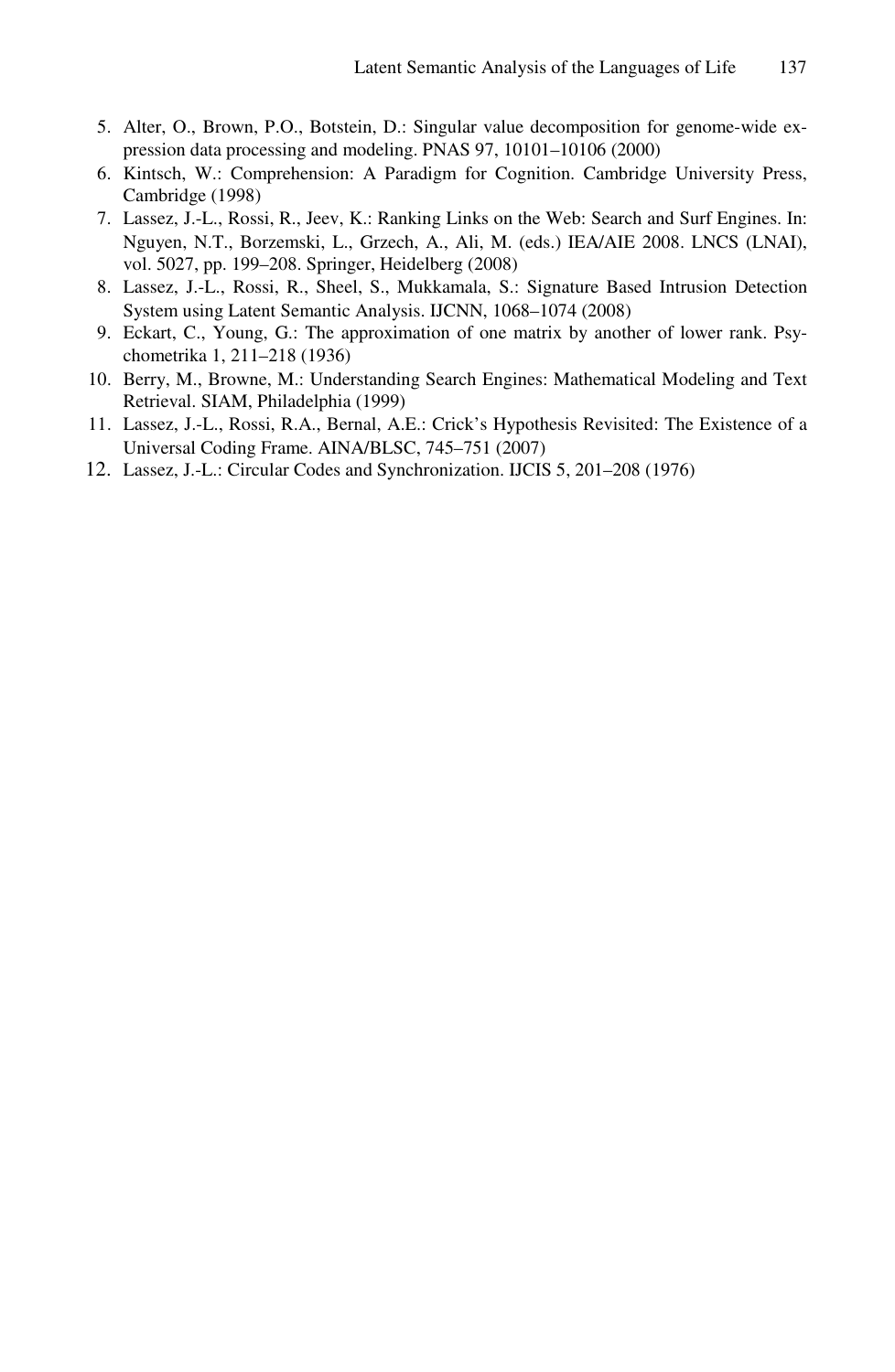5. Alter, O., Brown, P.O., Botstein, D.: Singular value decomposition for genome-wide expression data processing and modeling. PNAS 97, 10101–10106 (2000)
6. Kintsch, W.: Comprehension: A Paradigm for Cognition. Cambridge University Press, Cambridge (1998)
7. Lassez, J.-L., Rossi, R., Jeev, K.: Ranking Links on the Web: Search and Surf Engines. In: Nguyen, N.T., Borzemski, L., Grzech, A., Ali, M. (eds.) IEA/AIE 2008. LNCS (LNAI), vol. 5027, pp. 199–208. Springer, Heidelberg (2008)
8. Lassez, J.-L., Rossi, R., Sheel, S., Mukkamala, S.: Signature Based Intrusion Detection System using Latent Semantic Analysis. IJCNN, 1068–1074 (2008)
9. Eckart, C., Young, G.: The approximation of one matrix by another of lower rank. Psychometrika 1, 211–218 (1936)
10. Berry, M., Browne, M.: Understanding Search Engines: Mathematical Modeling and Text Retrieval. SIAM, Philadelphia (1999)
11. Lassez, J.-L., Rossi, R.A., Bernal, A.E.: Crick's Hypothesis Revisited: The Existence of a Universal Coding Frame. AINA/BLSC, 745–751 (2007)
12. Lassez, J.-L.: Circular Codes and Synchronization. IJCIS 5, 201–208 (1976)